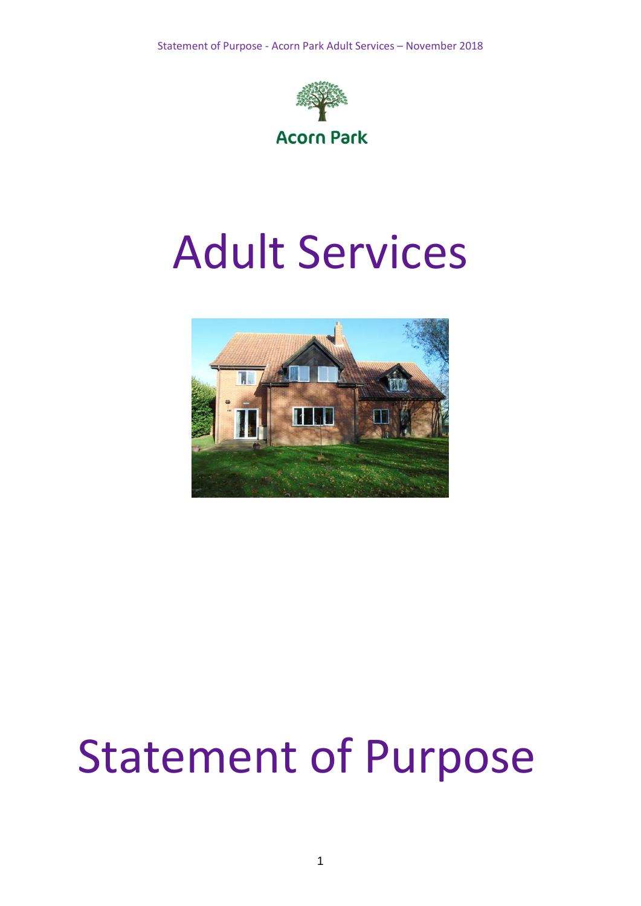Acorn Park

# Adult Services

# Statement of Purpose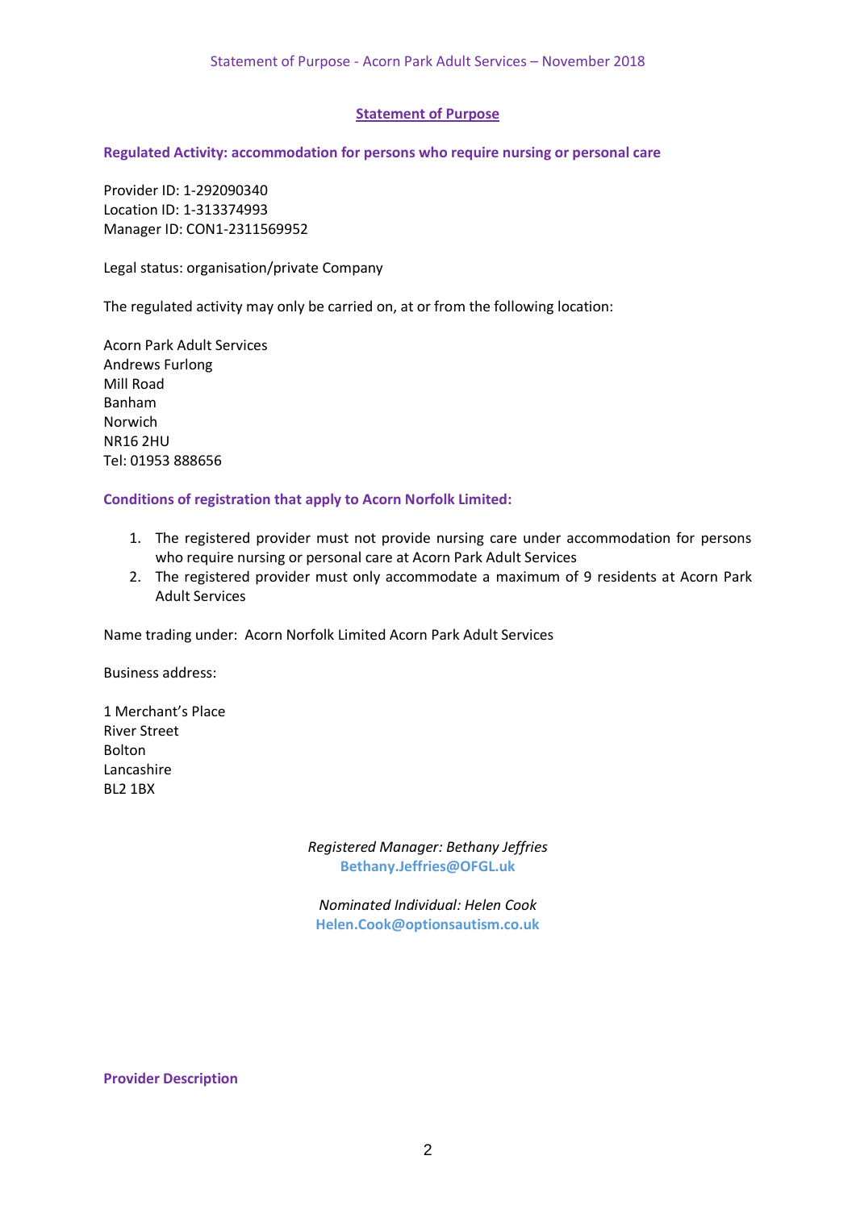## Statement of Purpose

### Regulated Activity: accommodation for persons who require nursing or personal care

Provider ID: 1-292090340
Location ID: 1-313374993
Manager ID: CON1-2311569952

Legal status: organisation/private Company

The regulated activity may only be carried on, at or from the following location:

Acorn Park Adult Services
Andrews Furlong
Mill Road
Banham
Norwich
NR16 2HU
Tel: 01953 888656

### Conditions of registration that apply to Acorn Norfolk Limited:

1. The registered provider must not provide nursing care under accommodation for persons who require nursing or personal care at Acorn Park Adult Services
2. The registered provider must only accommodate a maximum of 9 residents at Acorn Park Adult Services

Name trading under: Acorn Norfolk Limited Acorn Park Adult Services

Business address:

1 Merchant's Place
River Street
Bolton
Lancashire
BL2 1BX

*Registered Manager: Bethany Jeffries*
**Bethany.Jeffries@OFGL.uk**

*Nominated Individual: Helen Cook*
**Helen.Cook@optionsautism.co.uk**

### Provider Description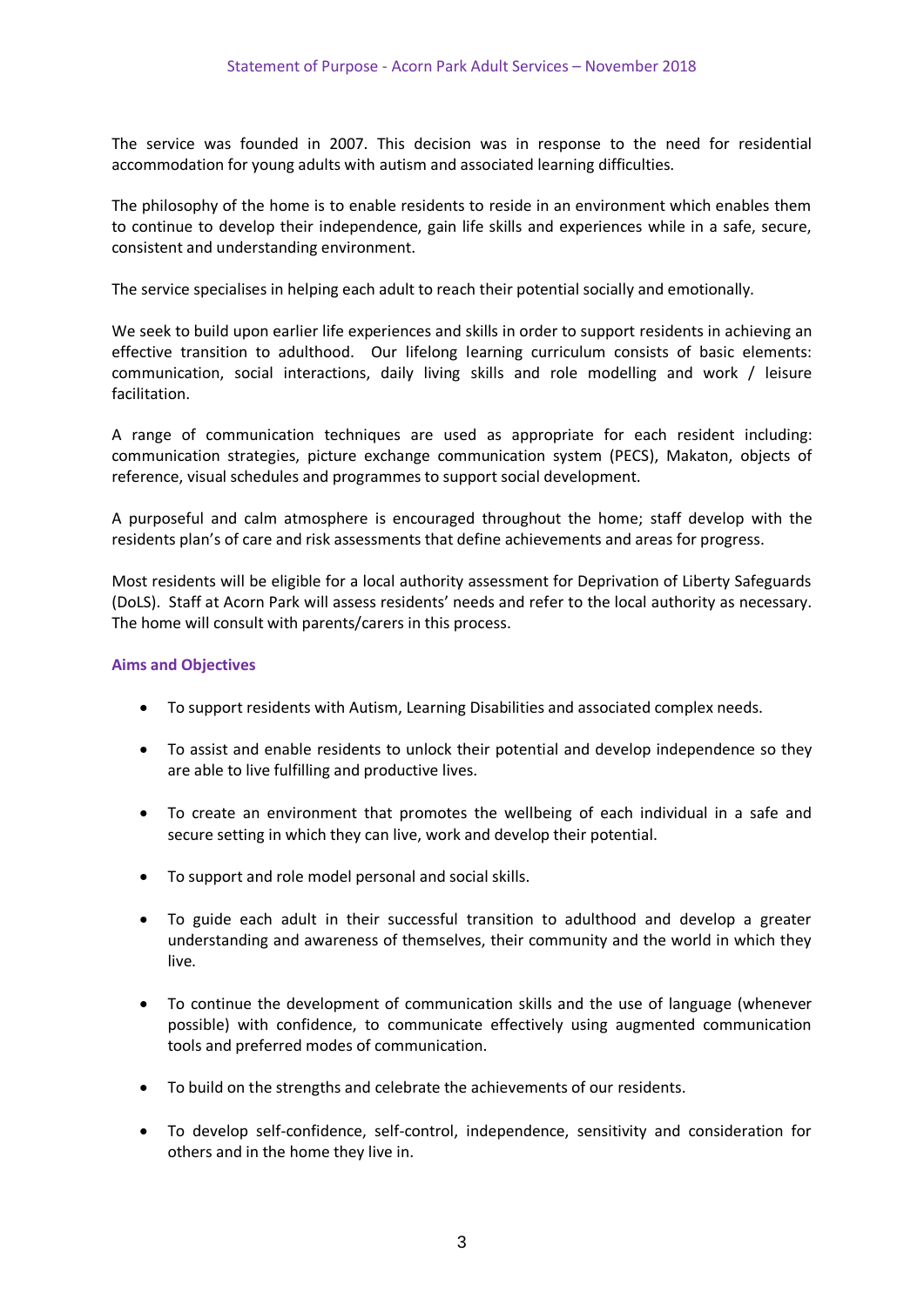The service was founded in 2007. This decision was in response to the need for residential accommodation for young adults with autism and associated learning difficulties.

The philosophy of the home is to enable residents to reside in an environment which enables them to continue to develop their independence, gain life skills and experiences while in a safe, secure, consistent and understanding environment.

The service specialises in helping each adult to reach their potential socially and emotionally.

We seek to build upon earlier life experiences and skills in order to support residents in achieving an effective transition to adulthood. Our lifelong learning curriculum consists of basic elements: communication, social interactions, daily living skills and role modelling and work / leisure facilitation.

A range of communication techniques are used as appropriate for each resident including: communication strategies, picture exchange communication system (PECS), Makaton, objects of reference, visual schedules and programmes to support social development.

A purposeful and calm atmosphere is encouraged throughout the home; staff develop with the residents plan's of care and risk assessments that define achievements and areas for progress.

Most residents will be eligible for a local authority assessment for Deprivation of Liberty Safeguards (DoLS). Staff at Acorn Park will assess residents' needs and refer to the local authority as necessary. The home will consult with parents/carers in this process.

### Aims and Objectives

- To support residents with Autism, Learning Disabilities and associated complex needs.
- To assist and enable residents to unlock their potential and develop independence so they are able to live fulfilling and productive lives.
- To create an environment that promotes the wellbeing of each individual in a safe and secure setting in which they can live, work and develop their potential.
- To support and role model personal and social skills.
- To guide each adult in their successful transition to adulthood and develop a greater understanding and awareness of themselves, their community and the world in which they live.
- To continue the development of communication skills and the use of language (whenever possible) with confidence, to communicate effectively using augmented communication tools and preferred modes of communication.
- To build on the strengths and celebrate the achievements of our residents.
- To develop self-confidence, self-control, independence, sensitivity and consideration for others and in the home they live in.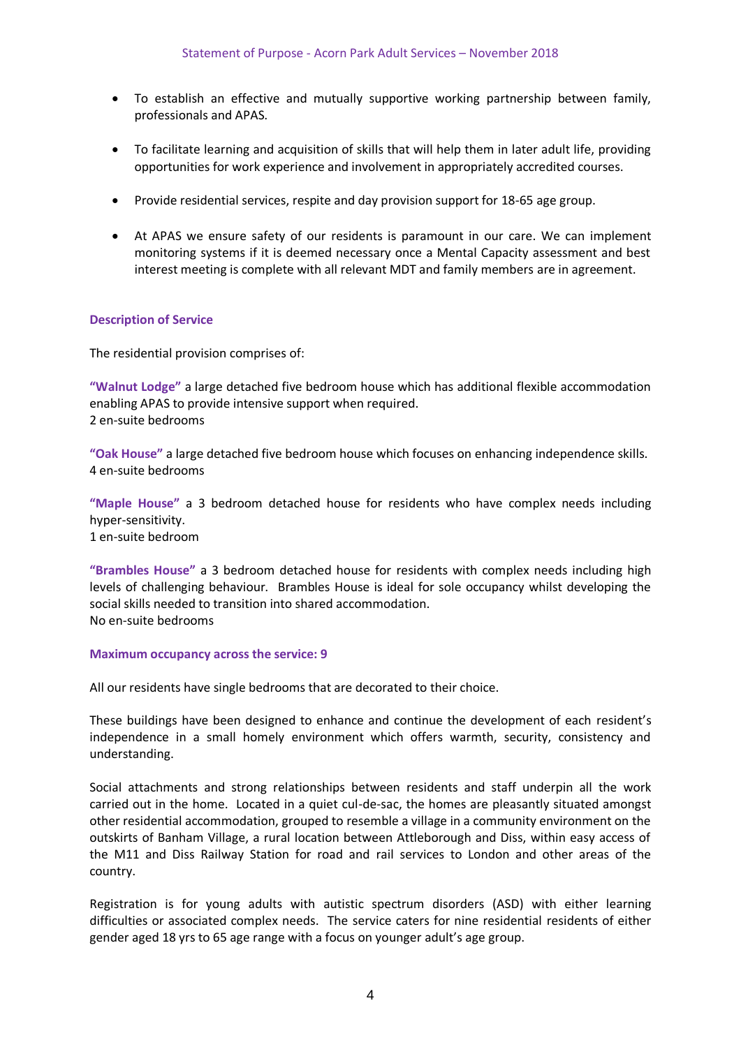- To establish an effective and mutually supportive working partnership between family, professionals and APAS.
- To facilitate learning and acquisition of skills that will help them in later adult life, providing opportunities for work experience and involvement in appropriately accredited courses.
- Provide residential services, respite and day provision support for 18-65 age group.
- At APAS we ensure safety of our residents is paramount in our care. We can implement monitoring systems if it is deemed necessary once a Mental Capacity assessment and best interest meeting is complete with all relevant MDT and family members are in agreement.

## Description of Service

The residential provision comprises of:

**"Walnut Lodge"** a large detached five bedroom house which has additional flexible accommodation enabling APAS to provide intensive support when required.
2 en-suite bedrooms

**"Oak House"** a large detached five bedroom house which focuses on enhancing independence skills.
4 en-suite bedrooms

**"Maple House"** a 3 bedroom detached house for residents who have complex needs including hyper-sensitivity.
1 en-suite bedroom

**"Brambles House"** a 3 bedroom detached house for residents with complex needs including high levels of challenging behaviour. Brambles House is ideal for sole occupancy whilst developing the social skills needed to transition into shared accommodation.
No en-suite bedrooms

**Maximum occupancy across the service: 9**

All our residents have single bedrooms that are decorated to their choice.

These buildings have been designed to enhance and continue the development of each resident's independence in a small homely environment which offers warmth, security, consistency and understanding.

Social attachments and strong relationships between residents and staff underpin all the work carried out in the home. Located in a quiet cul-de-sac, the homes are pleasantly situated amongst other residential accommodation, grouped to resemble a village in a community environment on the outskirts of Banham Village, a rural location between Attleborough and Diss, within easy access of the M11 and Diss Railway Station for road and rail services to London and other areas of the country.

Registration is for young adults with autistic spectrum disorders (ASD) with either learning difficulties or associated complex needs. The service caters for nine residential residents of either gender aged 18 yrs to 65 age range with a focus on younger adult's age group.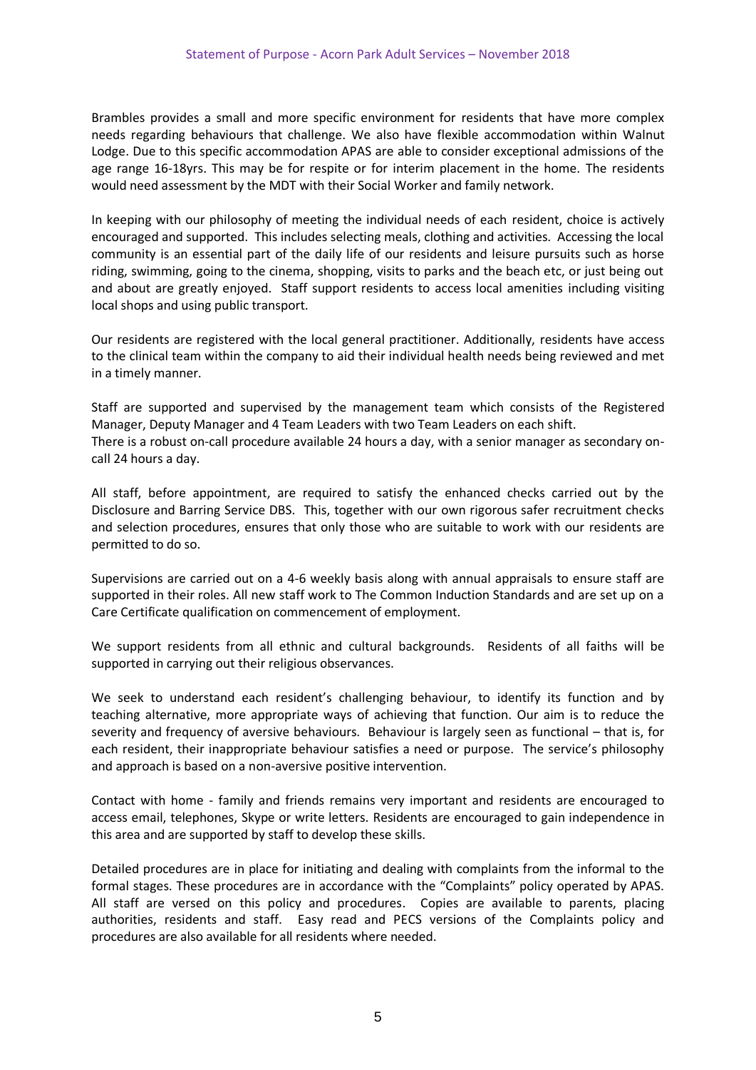Brambles provides a small and more specific environment for residents that have more complex needs regarding behaviours that challenge. We also have flexible accommodation within Walnut Lodge. Due to this specific accommodation APAS are able to consider exceptional admissions of the age range 16-18yrs. This may be for respite or for interim placement in the home. The residents would need assessment by the MDT with their Social Worker and family network.

In keeping with our philosophy of meeting the individual needs of each resident, choice is actively encouraged and supported. This includes selecting meals, clothing and activities. Accessing the local community is an essential part of the daily life of our residents and leisure pursuits such as horse riding, swimming, going to the cinema, shopping, visits to parks and the beach etc, or just being out and about are greatly enjoyed. Staff support residents to access local amenities including visiting local shops and using public transport.

Our residents are registered with the local general practitioner. Additionally, residents have access to the clinical team within the company to aid their individual health needs being reviewed and met in a timely manner.

Staff are supported and supervised by the management team which consists of the Registered Manager, Deputy Manager and 4 Team Leaders with two Team Leaders on each shift.
There is a robust on-call procedure available 24 hours a day, with a senior manager as secondary on-call 24 hours a day.

All staff, before appointment, are required to satisfy the enhanced checks carried out by the Disclosure and Barring Service DBS. This, together with our own rigorous safer recruitment checks and selection procedures, ensures that only those who are suitable to work with our residents are permitted to do so.

Supervisions are carried out on a 4-6 weekly basis along with annual appraisals to ensure staff are supported in their roles. All new staff work to The Common Induction Standards and are set up on a Care Certificate qualification on commencement of employment.

We support residents from all ethnic and cultural backgrounds. Residents of all faiths will be supported in carrying out their religious observances.

We seek to understand each resident's challenging behaviour, to identify its function and by teaching alternative, more appropriate ways of achieving that function. Our aim is to reduce the severity and frequency of aversive behaviours. Behaviour is largely seen as functional – that is, for each resident, their inappropriate behaviour satisfies a need or purpose. The service's philosophy and approach is based on a non-aversive positive intervention.

Contact with home - family and friends remains very important and residents are encouraged to access email, telephones, Skype or write letters. Residents are encouraged to gain independence in this area and are supported by staff to develop these skills.

Detailed procedures are in place for initiating and dealing with complaints from the informal to the formal stages. These procedures are in accordance with the "Complaints" policy operated by APAS. All staff are versed on this policy and procedures. Copies are available to parents, placing authorities, residents and staff. Easy read and PECS versions of the Complaints policy and procedures are also available for all residents where needed.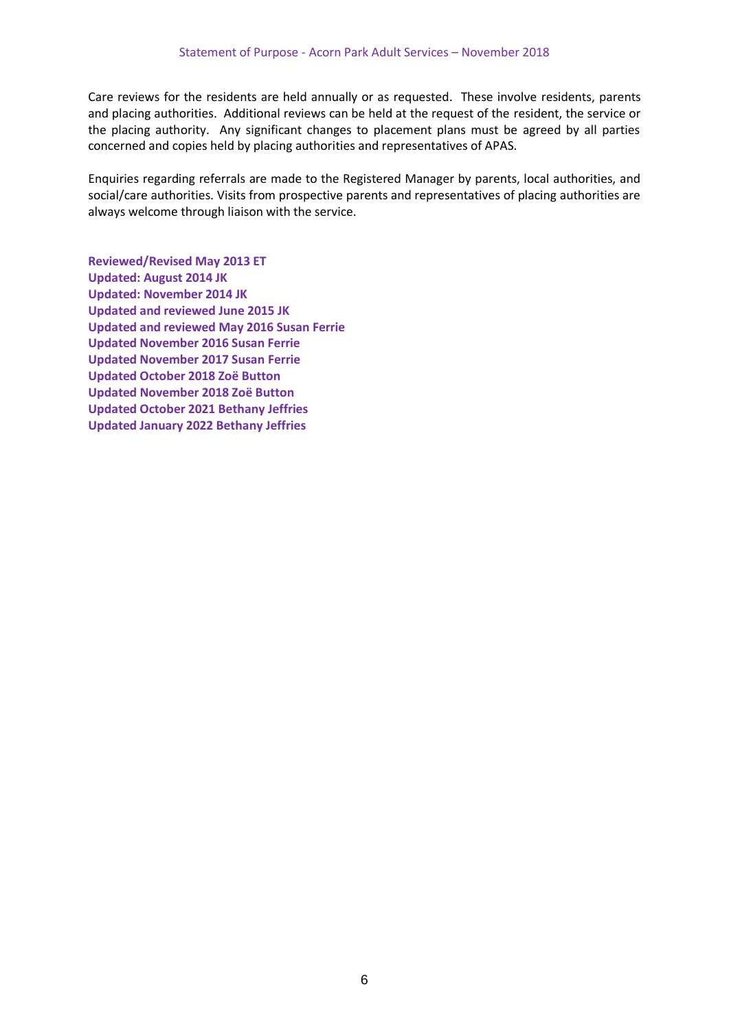Care reviews for the residents are held annually or as requested. These involve residents, parents and placing authorities. Additional reviews can be held at the request of the resident, the service or the placing authority. Any significant changes to placement plans must be agreed by all parties concerned and copies held by placing authorities and representatives of APAS.

Enquiries regarding referrals are made to the Registered Manager by parents, local authorities, and social/care authorities. Visits from prospective parents and representatives of placing authorities are always welcome through liaison with the service.

**Reviewed/Revised May 2013 ET**
**Updated: August 2014 JK**
**Updated: November 2014 JK**
**Updated and reviewed June 2015 JK**
**Updated and reviewed May 2016 Susan Ferrie**
**Updated November 2016 Susan Ferrie**
**Updated November 2017 Susan Ferrie**
**Updated October 2018 Zoë Button**
**Updated November 2018 Zoë Button**
**Updated October 2021 Bethany Jeffries**
**Updated January 2022 Bethany Jeffries**